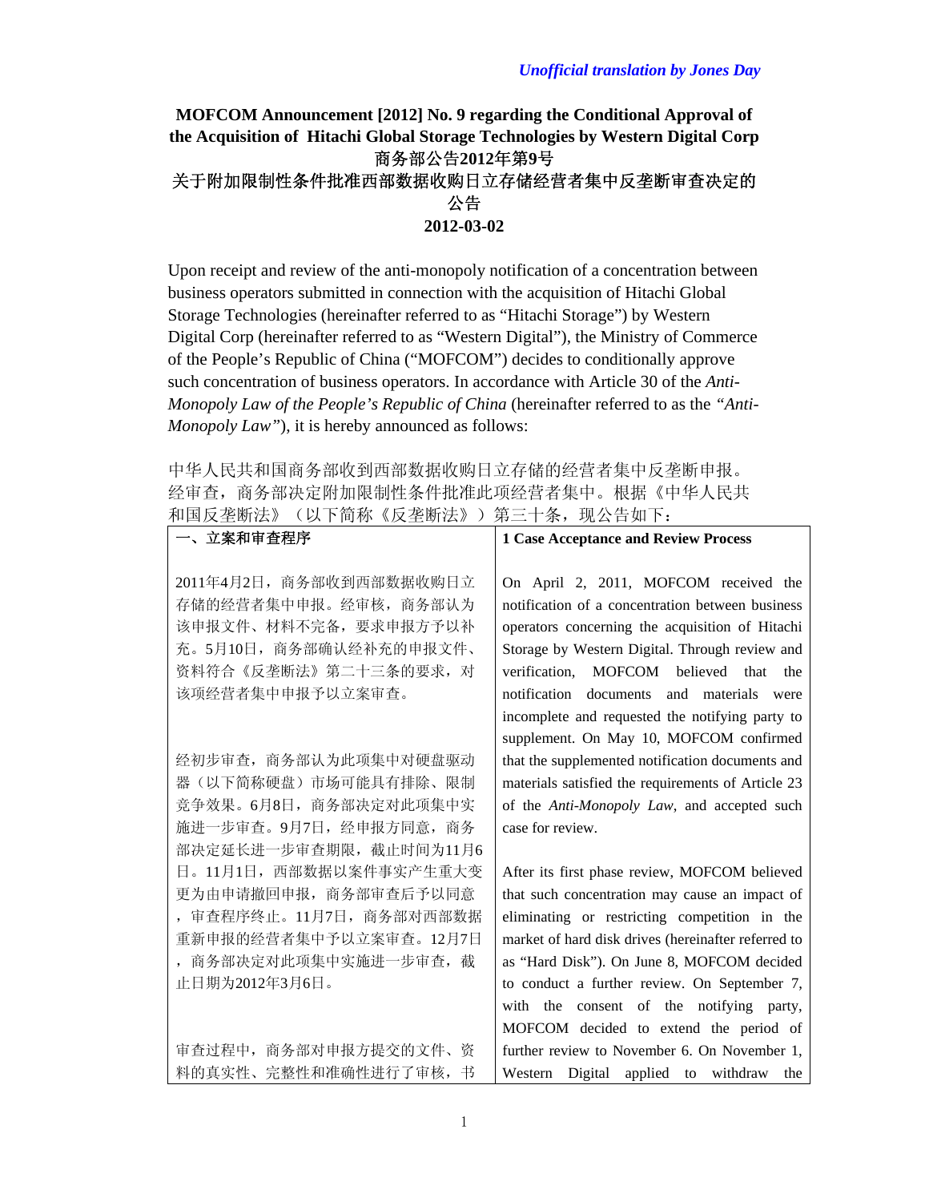*Unofficial translation by Jones Day*

**MOFCOM Announcement [2012] No. 9 regarding the Conditional Approval of the Acquisition of Hitachi Global Storage Technologies by Western Digital Corp**
**商务部公告2012年第9号**
**关于附加限制性条件批准西部数据收购日立存储经营者集中反垄断审查决定的公告**
**2012-03-02**

Upon receipt and review of the anti-monopoly notification of a concentration between business operators submitted in connection with the acquisition of Hitachi Global Storage Technologies (hereinafter referred to as "Hitachi Storage") by Western Digital Corp (hereinafter referred to as "Western Digital"), the Ministry of Commerce of the People's Republic of China ("MOFCOM") decides to conditionally approve such concentration of business operators. In accordance with Article 30 of the *Anti-Monopoly Law of the People's Republic of China* (hereinafter referred to as the *"Anti-Monopoly Law"*), it is hereby announced as follows:

中华人民共和国商务部收到西部数据收购日立存储的经营者集中反垄断申报。经审查，商务部决定附加限制性条件批准此项经营者集中。根据《中华人民共和国反垄断法》（以下简称《反垄断法》）第三十条，现公告如下：

| 一、立案和审查程序 | **1 Case Acceptance and Review Process** |
|---|---|
| 2011年4月2日，商务部收到西部数据收购日立存储的经营者集中申报。经审核，商务部认为该申报文件、材料不完备，要求申报方予以补充。5月10日，商务部确认经补充的申报文件、资料符合《反垄断法》第二十三条的要求，对该项经营者集中申报予以立案审查。 | On April 2, 2011, MOFCOM received the notification of a concentration between business operators concerning the acquisition of Hitachi Storage by Western Digital. Through review and verification, MOFCOM believed that the notification documents and materials were incomplete and requested the notifying party to supplement. On May 10, MOFCOM confirmed that the supplemented notification documents and materials satisfied the requirements of Article 23 of the *Anti-Monopoly Law*, and accepted such case for review. |
| 经初步审查，商务部认为此项集中对硬盘驱动器（以下简称硬盘）市场可能具有排除、限制竞争效果。6月8日，商务部决定对此项集中实施进一步审查。9月7日，经申报方同意，商务部决定延长进一步审查期限，截止时间为11月6日。11月1日，西部数据以案件事实产生重大变更为由申请撤回申报，商务部审查后予以同意，审查程序终止。11月7日，商务部对西部数据重新申报的经营者集中予以立案审查。12月7日，商务部决定对此项集中实施进一步审查，截止日期为2012年3月6日。 | After its first phase review, MOFCOM believed that such concentration may cause an impact of eliminating or restricting competition in the market of hard disk drives (hereinafter referred to as "Hard Disk"). On June 8, MOFCOM decided to conduct a further review. On September 7, with the consent of the notifying party, MOFCOM decided to extend the period of further review to November 6. On November 1, Western Digital applied to withdraw the |
| 审查过程中，商务部对申报方提交的文件、资料的真实性、完整性和准确性进行了审核，书 | |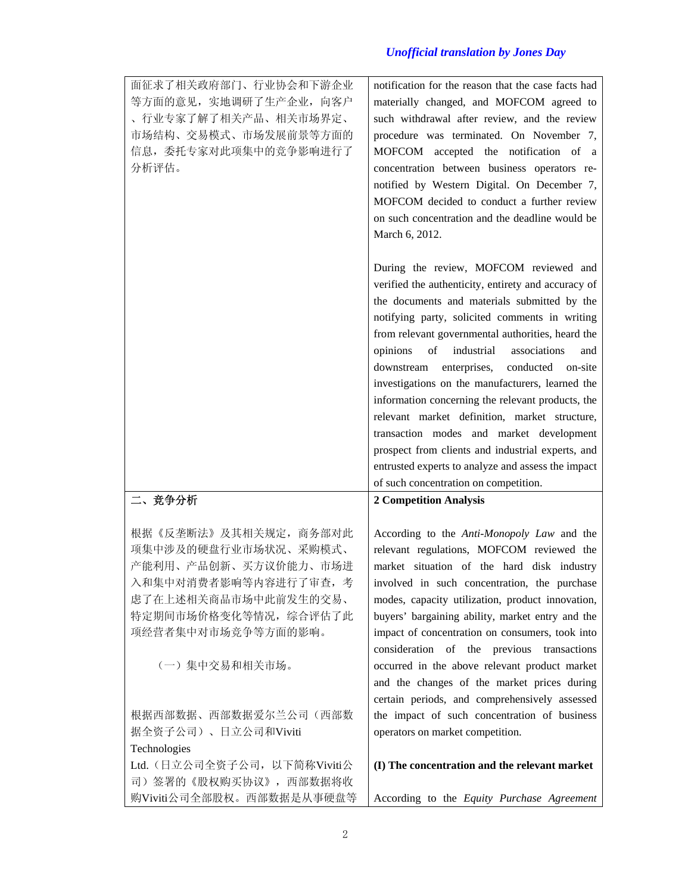| | |
|---|---|
| 面征求了相关政府部门、行业协会和下游企业等方面的意见，实地调研了生产企业，向客户、行业专家了解了相关产品、相关市场界定、市场结构、交易模式、市场发展前景等方面的信息，委托专家对此项集中的竞争影响进行了分析评估。 | notification for the reason that the case facts had materially changed, and MOFCOM agreed to such withdrawal after review, and the review procedure was terminated. On November 7, MOFCOM accepted the notification of a concentration between business operators re-notified by Western Digital. On December 7, MOFCOM decided to conduct a further review on such concentration and the deadline would be March 6, 2012.<br><br>During the review, MOFCOM reviewed and verified the authenticity, entirety and accuracy of the documents and materials submitted by the notifying party, solicited comments in writing from relevant governmental authorities, heard the opinions of industrial associations and downstream enterprises, conducted on-site investigations on the manufacturers, learned the information concerning the relevant products, the relevant market definition, market structure, transaction modes and market development prospect from clients and industrial experts, and entrusted experts to analyze and assess the impact of such concentration on competition. |
| **二、竞争分析**<br><br>根据《反垄断法》及其相关规定，商务部对此项集中涉及的硬盘行业市场状况、采购模式、产能利用、产品创新、买方议价能力、市场进入和集中对消费者影响等内容进行了审查，考虑了在上述相关商品市场中此前发生的交易、特定期间市场价格变化等情况，综合评估了此项经营者集中对市场竞争等方面的影响。<br><br>（一）集中交易和相关市场。<br><br>根据西部数据、西部数据爱尔兰公司（西部数据全资子公司）、日立公司和Viviti Technologies Ltd.（日立公司全资子公司，以下简称Viviti公司）签署的《股权购买协议》，西部数据将收购Viviti公司全部股权。西部数据是从事硬盘等 | **2 Competition Analysis**<br><br>According to the *Anti-Monopoly Law* and the relevant regulations, MOFCOM reviewed the market situation of the hard disk industry involved in such concentration, the purchase modes, capacity utilization, product innovation, buyers' bargaining ability, market entry and the impact of concentration on consumers, took into consideration of the previous transactions occurred in the above relevant product market and the changes of the market prices during certain periods, and comprehensively assessed the impact of such concentration of business operators on market competition.<br><br>**(I) The concentration and the relevant market**<br><br>According to the *Equity Purchase Agreement* |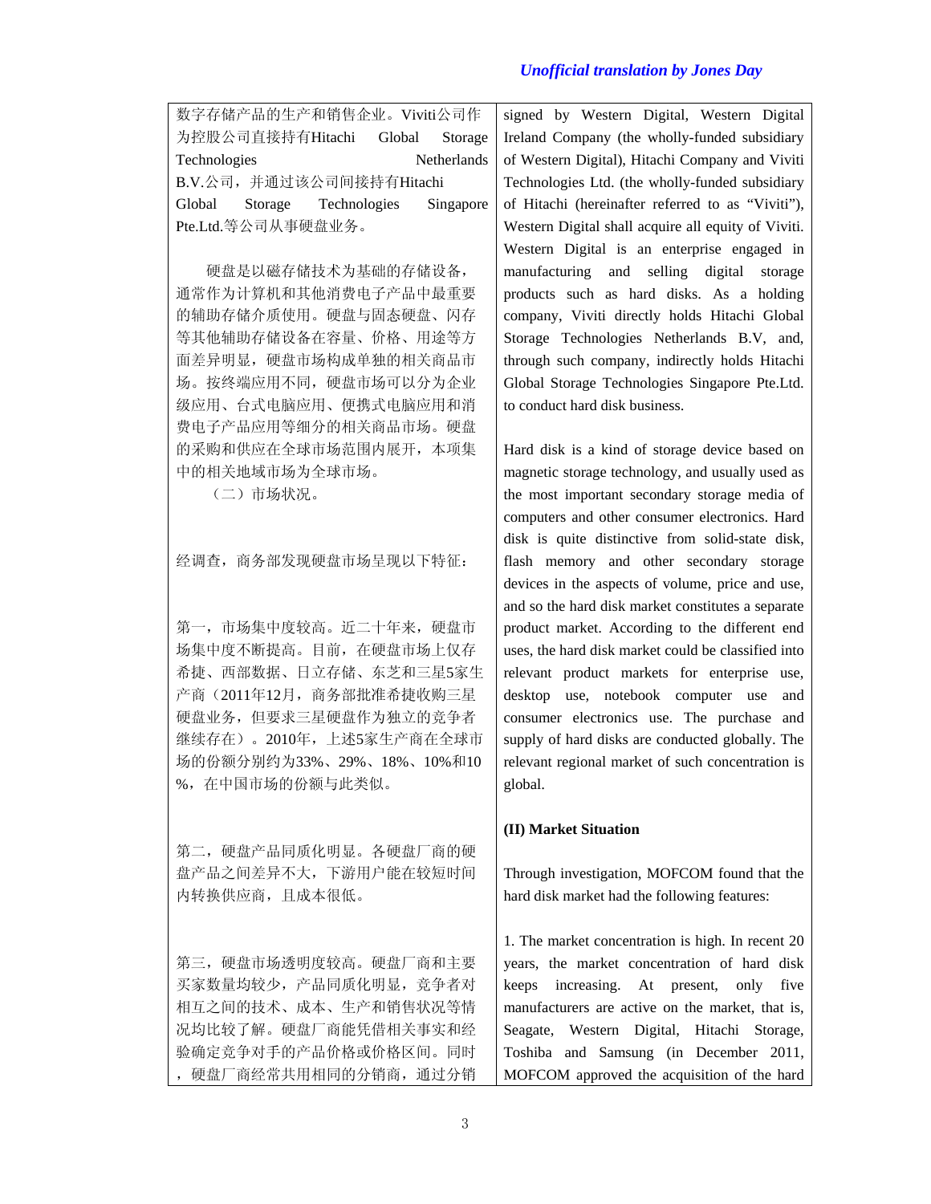| | |
|---|---|
| 数字存储产品的生产和销售企业。Viviti公司作为控股公司直接持有Hitachi Global Storage Technologies Netherlands B.V.公司，并通过该公司间接持有Hitachi Global Storage Technologies Singapore Pte.Ltd.等公司从事硬盘业务。 | signed by Western Digital, Western Digital Ireland Company (the wholly-funded subsidiary of Western Digital), Hitachi Company and Viviti Technologies Ltd. (the wholly-funded subsidiary of Hitachi (hereinafter referred to as "Viviti"), Western Digital shall acquire all equity of Viviti. Western Digital is an enterprise engaged in manufacturing and selling digital storage products such as hard disks. As a holding company, Viviti directly holds Hitachi Global Storage Technologies Netherlands B.V, and, through such company, indirectly holds Hitachi Global Storage Technologies Singapore Pte.Ltd. to conduct hard disk business. |
| 硬盘是以磁存储技术为基础的存储设备，通常作为计算机和其他消费电子产品中最重要的辅助存储介质使用。硬盘与固态硬盘、闪存等其他辅助存储设备在容量、价格、用途等方面差异明显，硬盘市场构成单独的相关商品市场。按终端应用不同，硬盘市场可以分为企业级应用、台式电脑应用、便携式电脑应用和消费电子产品应用等细分的相关商品市场。硬盘的采购和供应在全球市场范围内展开，本项集中的相关地域市场为全球市场。 | Hard disk is a kind of storage device based on magnetic storage technology, and usually used as the most important secondary storage media of computers and other consumer electronics. Hard disk is quite distinctive from solid-state disk, flash memory and other secondary storage devices in the aspects of volume, price and use, and so the hard disk market constitutes a separate product market. According to the different end uses, the hard disk market could be classified into relevant product markets for enterprise use, desktop use, notebook computer use and consumer electronics use. The purchase and supply of hard disks are conducted globally. The relevant regional market of such concentration is global. |
| （二）市场状况。 | **(II) Market Situation** |
| 经调查，商务部发现硬盘市场呈现以下特征： | Through investigation, MOFCOM found that the hard disk market had the following features: |
| 第一，市场集中度较高。近二十年来，硬盘市场集中度不断提高。目前，在硬盘市场上仅存希捷、西部数据、日立存储、东芝和三星5家生产商（2011年12月，商务部批准希捷收购三星硬盘业务，但要求三星硬盘作为独立的竞争者继续存在）。2010年，上述5家生产商在全球市场的份额分别约为33%、29%、18%、10%和10%，在中国市场的份额与此类似。 | 1. The market concentration is high. In recent 20 years, the market concentration of hard disk keeps increasing. At present, only five manufacturers are active on the market, that is, Seagate, Western Digital, Hitachi Storage, Toshiba and Samsung (in December 2011, MOFCOM approved the acquisition of the hard |
| 第二，硬盘产品同质化明显。各硬盘厂商的硬盘产品之间差异不大，下游用户能在较短时间内转换供应商，且成本很低。 | |
| 第三，硬盘市场透明度较高。硬盘厂商和主要买家数量均较少，产品同质化明显，竞争者对相互之间的技术、成本、生产和销售状况等情况均比较了解。硬盘厂商能凭借相关事实和经验确定竞争对手的产品价格或价格区间。同时，硬盘厂商经常共用相同的分销商，通过分销 | |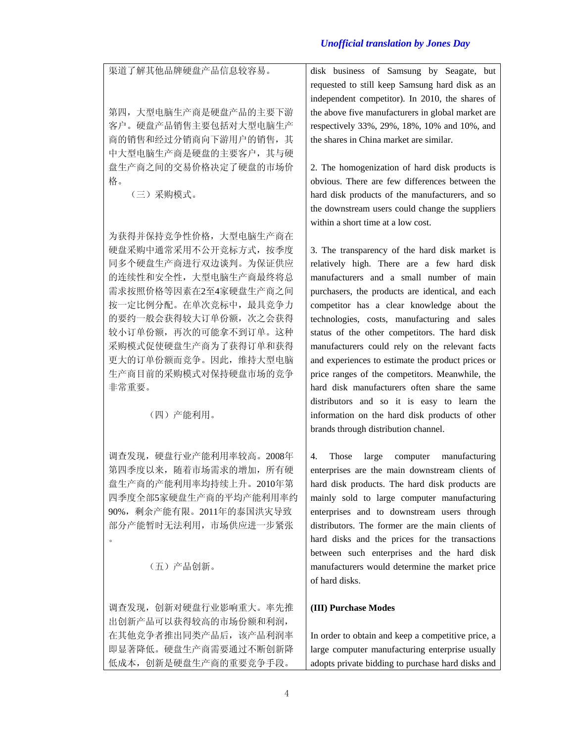| | |
|---|---|
| 渠道了解其他品牌硬盘产品信息较容易。<br><br>第四，大型电脑生产商是硬盘产品的主要下游客户。硬盘产品销售主要包括对大型电脑生产商的销售和经过分销商向下游用户的销售，其中大型电脑生产商是硬盘的主要客户，其与硬盘生产商之间的交易价格决定了硬盘的市场价格。<br><br>（三）采购模式。<br><br>为获得并保持竞争性价格，大型电脑生产商在硬盘采购中通常采用不公开竞标方式，按季度同多个硬盘生产商进行双边谈判。为保证供应的连续性和安全性，大型电脑生产商最终将总需求按照价格等因素在2至4家硬盘生产商之间按一定比例分配。在单次竞标中，最具竞争力的要约一般会获得较大订单份额，次之会获得较小订单份额，再次的可能拿不到订单。这种采购模式促使硬盘生产商为了获得订单和获得更大的订单份额而竞争。因此，维持大型电脑生产商目前的采购模式对保持硬盘市场的竞争非常重要。<br><br>（四）产能利用。<br><br>调查发现，硬盘行业产能利用率较高。2008年第四季度以来，随着市场需求的增加，所有硬盘生产商的产能利用率均持续上升。2010年第四季度全部5家硬盘生产商的平均产能利用率约90%，剩余产能有限。2011年的泰国洪灾导致部分产能暂时无法利用，市场供应进一步紧张。<br><br>（五）产品创新。<br><br>调查发现，创新对硬盘行业影响重大。率先推出创新产品可以获得较高的市场份额和利润，在其他竞争者推出同类产品后，该产品利润率即显著降低。硬盘生产商需要通过不断创新降低成本，创新是硬盘生产商的重要竞争手段。 | disk business of Samsung by Seagate, but requested to still keep Samsung hard disk as an independent competitor). In 2010, the shares of the above five manufacturers in global market are respectively 33%, 29%, 18%, 10% and 10%, and the shares in China market are similar.<br><br>2. The homogenization of hard disk products is obvious. There are few differences between the hard disk products of the manufacturers, and so the downstream users could change the suppliers within a short time at a low cost.<br><br>3. The transparency of the hard disk market is relatively high. There are a few hard disk manufacturers and a small number of main purchasers, the products are identical, and each competitor has a clear knowledge about the technologies, costs, manufacturing and sales status of the other competitors. The hard disk manufacturers could rely on the relevant facts and experiences to estimate the product prices or price ranges of the competitors. Meanwhile, the hard disk manufacturers often share the same distributors and so it is easy to learn the information on the hard disk products of other brands through distribution channel.<br><br>4. Those large computer manufacturing enterprises are the main downstream clients of hard disk products. The hard disk products are mainly sold to large computer manufacturing enterprises and to downstream users through distributors. The former are the main clients of hard disks and the prices for the transactions between such enterprises and the hard disk manufacturers would determine the market price of hard disks.<br><br>**(III) Purchase Modes**<br><br>In order to obtain and keep a competitive price, a large computer manufacturing enterprise usually adopts private bidding to purchase hard disks and |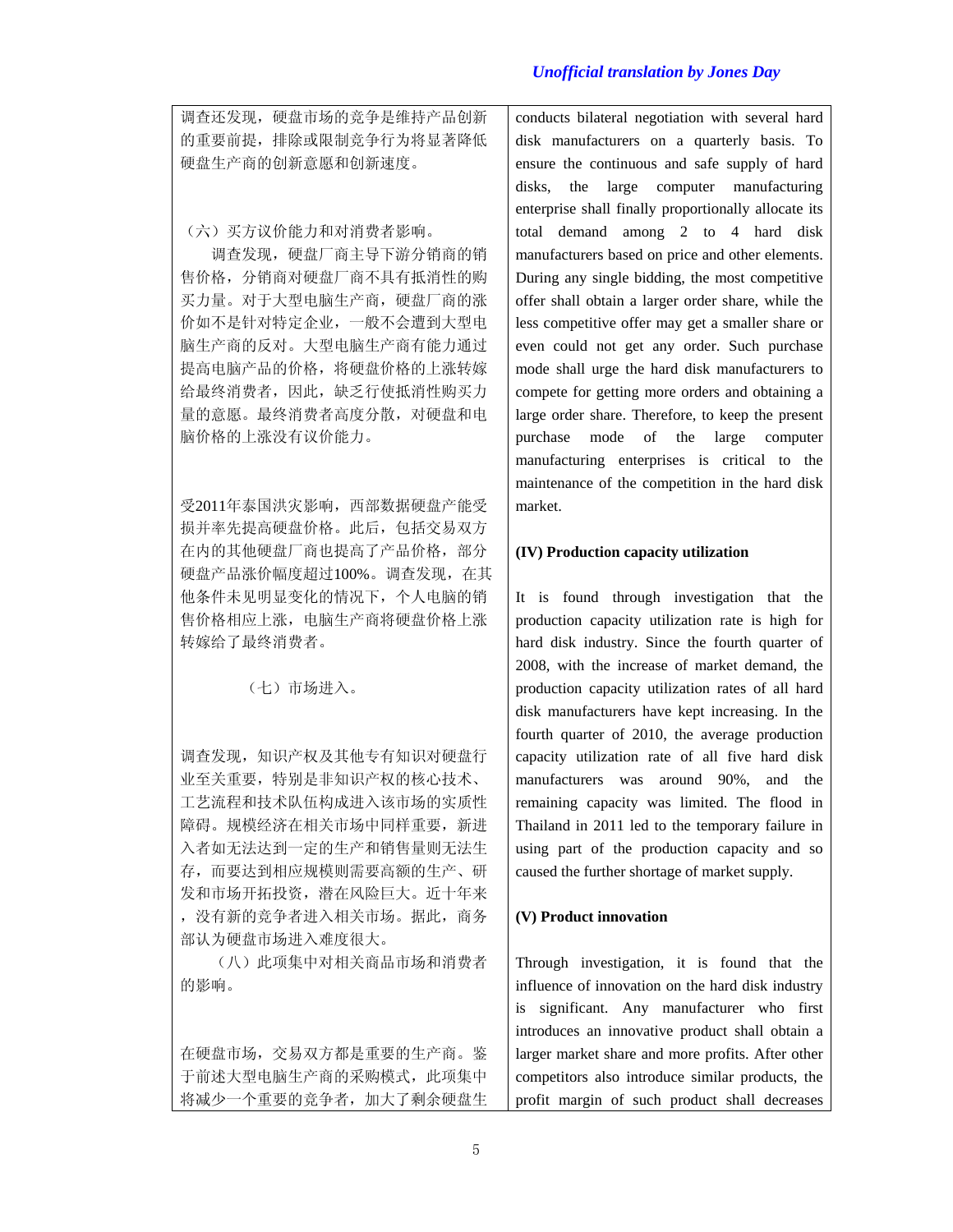| 调查还发现，硬盘市场的竞争是维持产品创新的重要前提，排除或限制竞争行为将显著降低硬盘生产商的创新意愿和创新速度。<br><br>（六）买方议价能力和对消费者影响。<br>调查发现，硬盘厂商主导下游分销商的销售价格，分销商对硬盘厂商不具有抵消性的购买力量。对于大型电脑生产商，硬盘厂商的涨价如不是针对特定企业，一般不会遭到大型电脑生产商的反对。大型电脑生产商有能力通过提高电脑产品的价格，将硬盘价格的上涨转嫁给最终消费者，因此，缺乏行使抵消性购买力量的意愿。最终消费者高度分散，对硬盘和电脑价格的上涨没有议价能力。<br><br>受2011年泰国洪灾影响，西部数据硬盘产能受损并率先提高硬盘价格。此后，包括交易双方在内的其他硬盘厂商也提高了产品价格，部分硬盘产品涨价幅度超过100%。调查发现，在其他条件未见明显变化的情况下，个人电脑的销售价格相应上涨，电脑生产商将硬盘价格上涨转嫁给了最终消费者。<br><br>（七）市场进入。<br><br>调查发现，知识产权及其他专有知识对硬盘行业至关重要，特别是非知识产权的核心技术、工艺流程和技术队伍构成进入该市场的实质性障碍。规模经济在相关市场中同样重要，新进入者如无法达到一定的生产和销售量则无法生存，而要达到相应规模则需要高额的生产、研发和市场开拓投资，潜在风险巨大。近十年来，没有新的竞争者进入相关市场。据此，商务部认为硬盘市场进入难度很大。<br>（八）此项集中对相关商品市场和消费者的影响。<br><br>在硬盘市场，交易双方都是重要的生产商。鉴于前述大型电脑生产商的采购模式，此项集中将减少一个重要的竞争者，加大了剩余硬盘生 | conducts bilateral negotiation with several hard disk manufacturers on a quarterly basis. To ensure the continuous and safe supply of hard disks, the large computer manufacturing enterprise shall finally proportionally allocate its total demand among 2 to 4 hard disk manufacturers based on price and other elements. During any single bidding, the most competitive offer shall obtain a larger order share, while the less competitive offer may get a smaller share or even could not get any order. Such purchase mode shall urge the hard disk manufacturers to compete for getting more orders and obtaining a large order share. Therefore, to keep the present purchase mode of the large computer manufacturing enterprises is critical to the maintenance of the competition in the hard disk market.<br><br>**(IV) Production capacity utilization**<br><br>It is found through investigation that the production capacity utilization rate is high for hard disk industry. Since the fourth quarter of 2008, with the increase of market demand, the production capacity utilization rates of all hard disk manufacturers have kept increasing. In the fourth quarter of 2010, the average production capacity utilization rate of all five hard disk manufacturers was around 90%, and the remaining capacity was limited. The flood in Thailand in 2011 led to the temporary failure in using part of the production capacity and so caused the further shortage of market supply.<br><br>**(V) Product innovation**<br><br>Through investigation, it is found that the influence of innovation on the hard disk industry is significant. Any manufacturer who first introduces an innovative product shall obtain a larger market share and more profits. After other competitors also introduce similar products, the profit margin of such product shall decreases |
|---|---|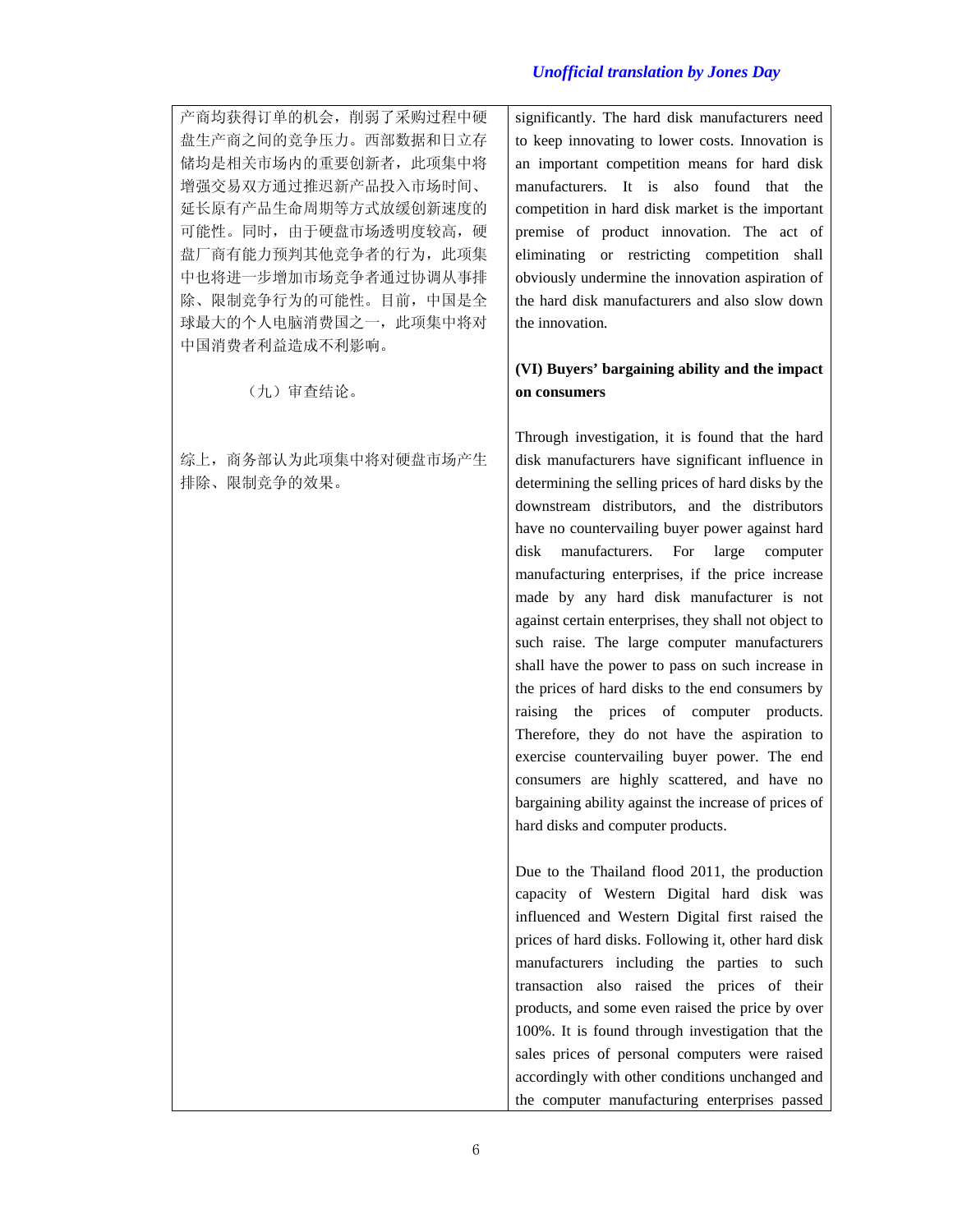*Unofficial translation by Jones Day*

| | |
|---|---|
| 产商均获得订单的机会，削弱了采购过程中硬盘生产商之间的竞争压力。西部数据和日立存储均是相关市场内的重要创新者，此项集中将增强交易双方通过推迟新产品投入市场时间、延长原有产品生命周期等方式放缓创新速度的可能性。同时，由于硬盘市场透明度较高，硬盘厂商有能力预判其他竞争者的行为，此项集中也将进一步增加市场竞争者通过协调从事排除、限制竞争行为的可能性。目前，中国是全球最大的个人电脑消费国之一，此项集中将对中国消费者利益造成不利影响。<br><br>（九）审查结论。<br><br>综上，商务部认为此项集中将对硬盘市场产生排除、限制竞争的效果。 | significantly. The hard disk manufacturers need to keep innovating to lower costs. Innovation is an important competition means for hard disk manufacturers. It is also found that the competition in hard disk market is the important premise of product innovation. The act of eliminating or restricting competition shall obviously undermine the innovation aspiration of the hard disk manufacturers and also slow down the innovation.<br><br>**(VI) Buyers' bargaining ability and the impact on consumers**<br><br>Through investigation, it is found that the hard disk manufacturers have significant influence in determining the selling prices of hard disks by the downstream distributors, and the distributors have no countervailing buyer power against hard disk manufacturers. For large computer manufacturing enterprises, if the price increase made by any hard disk manufacturer is not against certain enterprises, they shall not object to such raise. The large computer manufacturers shall have the power to pass on such increase in the prices of hard disks to the end consumers by raising the prices of computer products. Therefore, they do not have the aspiration to exercise countervailing buyer power. The end consumers are highly scattered, and have no bargaining ability against the increase of prices of hard disks and computer products.<br><br>Due to the Thailand flood 2011, the production capacity of Western Digital hard disk was influenced and Western Digital first raised the prices of hard disks. Following it, other hard disk manufacturers including the parties to such transaction also raised the prices of their products, and some even raised the price by over 100%. It is found through investigation that the sales prices of personal computers were raised accordingly with other conditions unchanged and the computer manufacturing enterprises passed |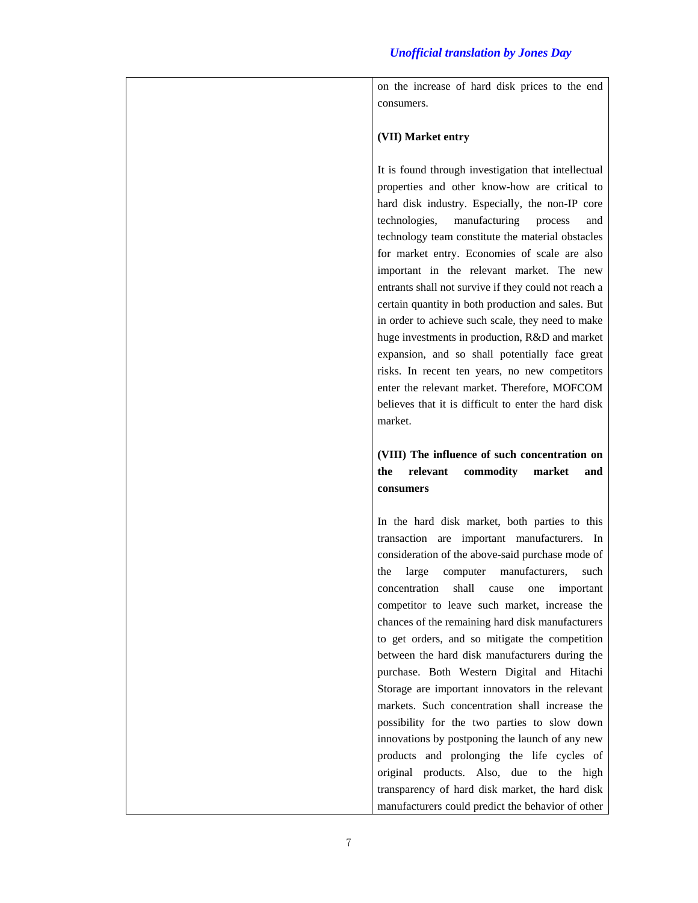on the increase of hard disk prices to the end consumers.

**(VII) Market entry**

It is found through investigation that intellectual properties and other know-how are critical to hard disk industry. Especially, the non-IP core technologies, manufacturing process and technology team constitute the material obstacles for market entry. Economies of scale are also important in the relevant market. The new entrants shall not survive if they could not reach a certain quantity in both production and sales. But in order to achieve such scale, they need to make huge investments in production, R&D and market expansion, and so shall potentially face great risks. In recent ten years, no new competitors enter the relevant market. Therefore, MOFCOM believes that it is difficult to enter the hard disk market.

**(VIII) The influence of such concentration on the relevant commodity market and consumers**

In the hard disk market, both parties to this transaction are important manufacturers. In consideration of the above-said purchase mode of the large computer manufacturers, such concentration shall cause one important competitor to leave such market, increase the chances of the remaining hard disk manufacturers to get orders, and so mitigate the competition between the hard disk manufacturers during the purchase. Both Western Digital and Hitachi Storage are important innovators in the relevant markets. Such concentration shall increase the possibility for the two parties to slow down innovations by postponing the launch of any new products and prolonging the life cycles of original products. Also, due to the high transparency of hard disk market, the hard disk manufacturers could predict the behavior of other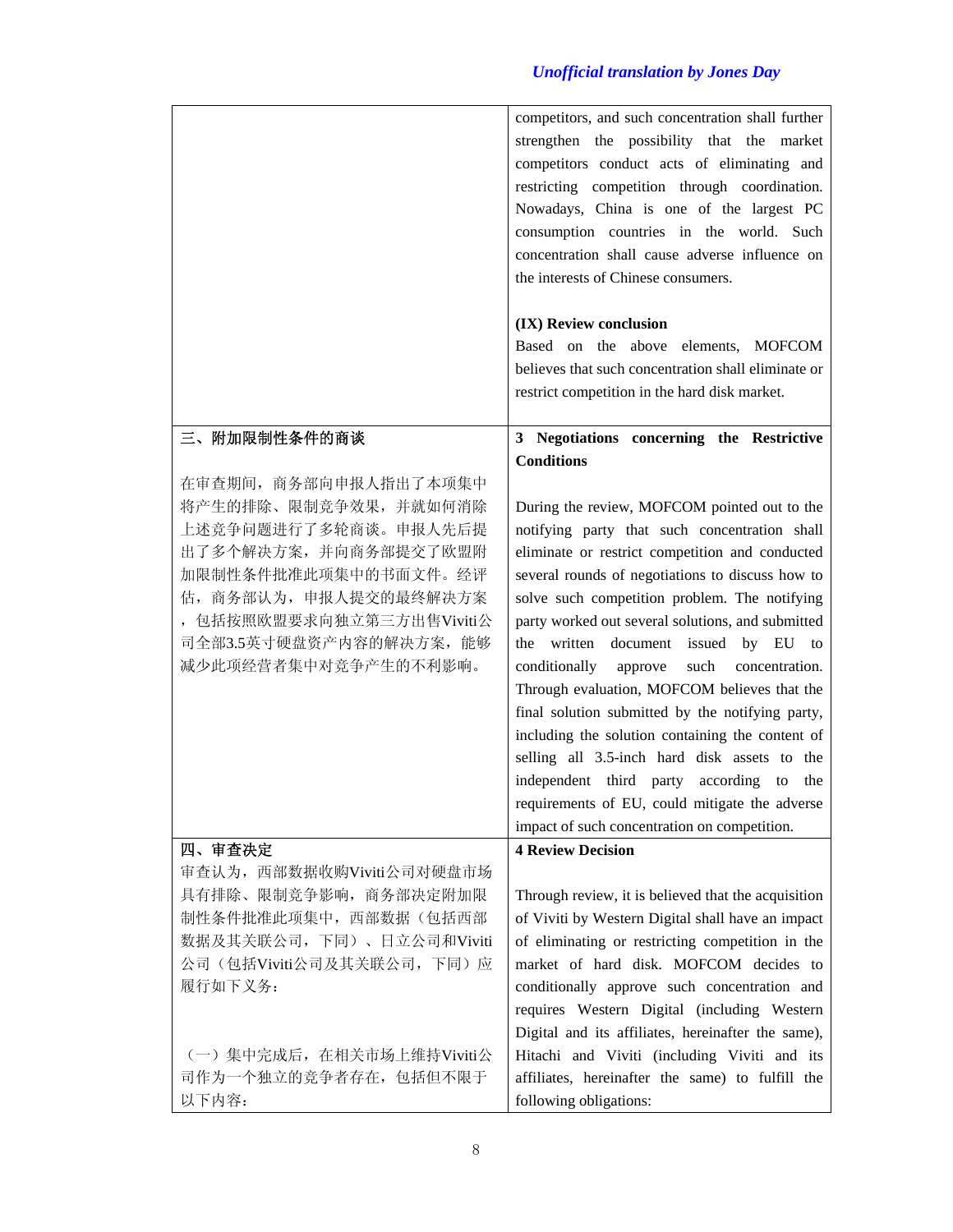| | |
|---|---|
| | competitors, and such concentration shall further strengthen the possibility that the market competitors conduct acts of eliminating and restricting competition through coordination. Nowadays, China is one of the largest PC consumption countries in the world. Such concentration shall cause adverse influence on the interests of Chinese consumers.<br><br>**(IX) Review conclusion**<br>Based on the above elements, MOFCOM believes that such concentration shall eliminate or restrict competition in the hard disk market. |
| **三、附加限制性条件的商谈**<br><br>在审查期间，商务部向申报人指出了本项集中将产生的排除、限制竞争效果，并就如何消除上述竞争问题进行了多轮商谈。申报人先后提出了多个解决方案，并向商务部提交了欧盟附加限制性条件批准此项集中的书面文件。经评估，商务部认为，申报人提交的最终解决方案，包括按照欧盟要求向独立第三方出售Viviti公司全部3.5英寸硬盘资产内容的解决方案，能够减少此项经营者集中对竞争产生的不利影响。 | **3 Negotiations concerning the Restrictive Conditions**<br><br>During the review, MOFCOM pointed out to the notifying party that such concentration shall eliminate or restrict competition and conducted several rounds of negotiations to discuss how to solve such competition problem. The notifying party worked out several solutions, and submitted the written document issued by EU to conditionally approve such concentration. Through evaluation, MOFCOM believes that the final solution submitted by the notifying party, including the solution containing the content of selling all 3.5-inch hard disk assets to the independent third party according to the requirements of EU, could mitigate the adverse impact of such concentration on competition. |
| **四、审查决定**<br>审查认为，西部数据收购Viviti公司对硬盘市场具有排除、限制竞争影响，商务部决定附加限制性条件批准此项集中，西部数据（包括西部数据及其关联公司，下同）、日立公司和Viviti公司（包括Viviti公司及其关联公司，下同）应履行如下义务：<br><br>（一）集中完成后，在相关市场上维持Viviti公司作为一个独立的竞争者存在，包括但不限于以下内容： | **4 Review Decision**<br><br>Through review, it is believed that the acquisition of Viviti by Western Digital shall have an impact of eliminating or restricting competition in the market of hard disk. MOFCOM decides to conditionally approve such concentration and requires Western Digital (including Western Digital and its affiliates, hereinafter the same), Hitachi and Viviti (including Viviti and its affiliates, hereinafter the same) to fulfill the following obligations: |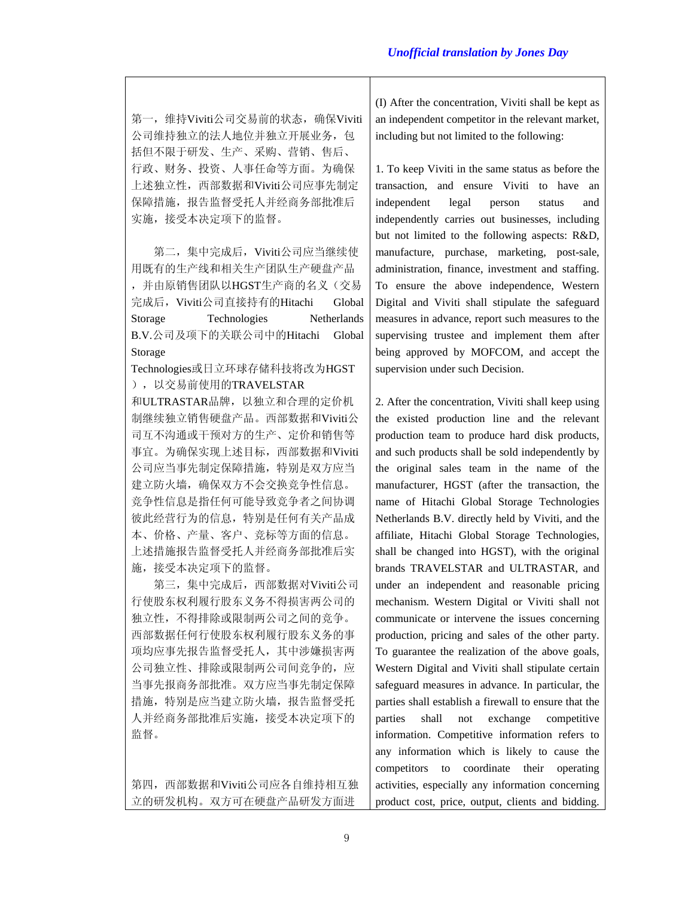*Unofficial translation by Jones Day*

| | |
|---|---|
| | (I) After the concentration, Viviti shall be kept as an independent competitor in the relevant market, including but not limited to the following: |
| 第一，维持Viviti公司交易前的状态，确保Viviti公司维持独立的法人地位并独立开展业务，包括但不限于研发、生产、采购、营销、售后、行政、财务、投资、人事任命等方面。为确保上述独立性，西部数据和Viviti公司应事先制定保障措施，报告监督受托人并经商务部批准后实施，接受本决定项下的监督。 | 1. To keep Viviti in the same status as before the transaction, and ensure Viviti to have an independent legal person status and independently carries out businesses, including but not limited to the following aspects: R&D, manufacture, purchase, marketing, post-sale, administration, finance, investment and staffing. To ensure the above independence, Western Digital and Viviti shall stipulate the safeguard measures in advance, report such measures to the supervising trustee and implement them after being approved by MOFCOM, and accept the supervision under such Decision. |
| 第二，集中完成后，Viviti公司应当继续使用既有的生产线和相关生产团队生产硬盘产品，并由原销售团队以HGST生产商的名义（交易完成后，Viviti公司直接持有的Hitachi Global Storage Technologies Netherlands B.V.公司及项下的关联公司中的Hitachi Global Storage Technologies或日立环球存储科技将改为HGST），以交易前使用的TRAVELSTAR和ULTRASTAR品牌，以独立和合理的定价机制继续独立销售硬盘产品。西部数据和Viviti公司互不沟通或干预对方的生产、定价和销售等事宜。为确保实现上述目标，西部数据和Viviti公司应当事先制定保障措施，特别是双方应当建立防火墙，确保双方不会交换竞争性信息。竞争性信息是指任何可能导致竞争者之间协调彼此经营行为的信息，特别是任何有关产品成本、价格、产量、客户、竞标等方面的信息。上述措施报告监督受托人并经商务部批准后实施，接受本决定项下的监督。 | 2. After the concentration, Viviti shall keep using the existed production line and the relevant production team to produce hard disk products, and such products shall be sold independently by the original sales team in the name of the manufacturer, HGST (after the transaction, the name of Hitachi Global Storage Technologies Netherlands B.V. directly held by Viviti, and the affiliate, Hitachi Global Storage Technologies, shall be changed into HGST), with the original brands TRAVELSTAR and ULTRASTAR, and under an independent and reasonable pricing mechanism. Western Digital or Viviti shall not communicate or intervene the issues concerning production, pricing and sales of the other party. To guarantee the realization of the above goals, Western Digital and Viviti shall stipulate certain safeguard measures in advance. In particular, the parties shall establish a firewall to ensure that the parties shall not exchange competitive information. Competitive information refers to any information which is likely to cause the competitors to coordinate their operating activities, especially any information concerning product cost, price, output, clients and bidding. |
| 第三，集中完成后，西部数据对Viviti公司行使股东权利履行股东义务不得损害两公司的独立性，不得排除或限制两公司之间的竞争。西部数据任何行使股东权利履行股东义务的事项均应事先报告监督受托人，其中涉嫌损害两公司独立性、排除或限制两公司间竞争的，应当事先报商务部批准。双方应当事先制定保障措施，特别是应当建立防火墙，报告监督受托人并经商务部批准后实施，接受本决定项下的监督。 | |
| 第四，西部数据和Viviti公司应各自维持相互独立的研发机构。双方可在硬盘产品研发方面进 | |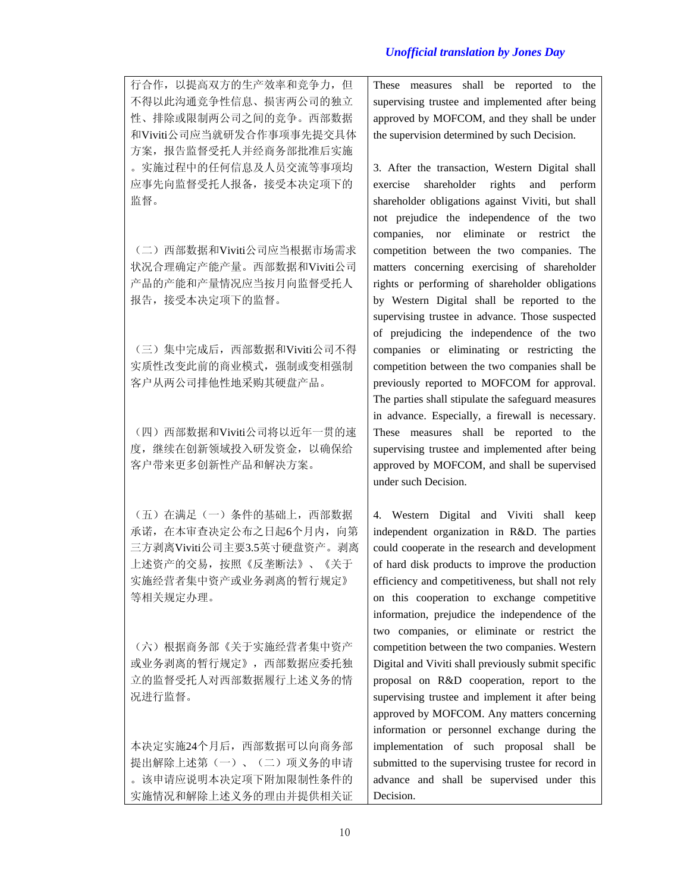| 行合作，以提高双方的生产效率和竞争力，但不得以此沟通竞争性信息、损害两公司的独立性、排除或限制两公司之间的竞争。西部数据和Viviti公司应当就研发合作事项事先提交具体方案，报告监督受托人并经商务部批准后实施。实施过程中的任何信息及人员交流等事项均应事先向监督受托人报备，接受本决定项下的监督。<br><br>（二）西部数据和Viviti公司应当根据市场需求状况合理确定产能产量。西部数据和Viviti公司产品的产能和产量情况应当按月向监督受托人报告，接受本决定项下的监督。<br><br>（三）集中完成后，西部数据和Viviti公司不得实质性改变此前的商业模式，强制或变相强制客户从两公司排他性地采购其硬盘产品。<br><br>（四）西部数据和Viviti公司将以近年一贯的速度，继续在创新领域投入研发资金，以确保给客户带来更多创新性产品和解决方案。<br><br>（五）在满足（一）条件的基础上，西部数据承诺，在本审查决定公布之日起6个月内，向第三方剥离Viviti公司主要3.5英寸硬盘资产。剥离上述资产的交易，按照《反垄断法》、《关于实施经营者集中资产或业务剥离的暂行规定》等相关规定办理。<br><br>（六）根据商务部《关于实施经营者集中资产或业务剥离的暂行规定》，西部数据应委托独立的监督受托人对西部数据履行上述义务的情况进行监督。<br><br>本决定实施24个月后，西部数据可以向商务部提出解除上述第（一）、（二）项义务的申请。该申请应说明本决定项下附加限制性条件的实施情况和解除上述义务的理由并提供相关证 | These measures shall be reported to the supervising trustee and implemented after being approved by MOFCOM, and they shall be under the supervision determined by such Decision.<br><br>3. After the transaction, Western Digital shall exercise shareholder rights and perform shareholder obligations against Viviti, but shall not prejudice the independence of the two companies, nor eliminate or restrict the competition between the two companies. The matters concerning exercising of shareholder rights or performing of shareholder obligations by Western Digital shall be reported to the supervising trustee in advance. Those suspected of prejudicing the independence of the two companies or eliminating or restricting the competition between the two companies shall be previously reported to MOFCOM for approval. The parties shall stipulate the safeguard measures in advance. Especially, a firewall is necessary. These measures shall be reported to the supervising trustee and implemented after being approved by MOFCOM, and shall be supervised under such Decision.<br><br>4. Western Digital and Viviti shall keep independent organization in R&D. The parties could cooperate in the research and development of hard disk products to improve the production efficiency and competitiveness, but shall not rely on this cooperation to exchange competitive information, prejudice the independence of the two companies, or eliminate or restrict the competition between the two companies. Western Digital and Viviti shall previously submit specific proposal on R&D cooperation, report to the supervising trustee and implement it after being approved by MOFCOM. Any matters concerning information or personnel exchange during the implementation of such proposal shall be submitted to the supervising trustee for record in advance and shall be supervised under this Decision. |
|---|---|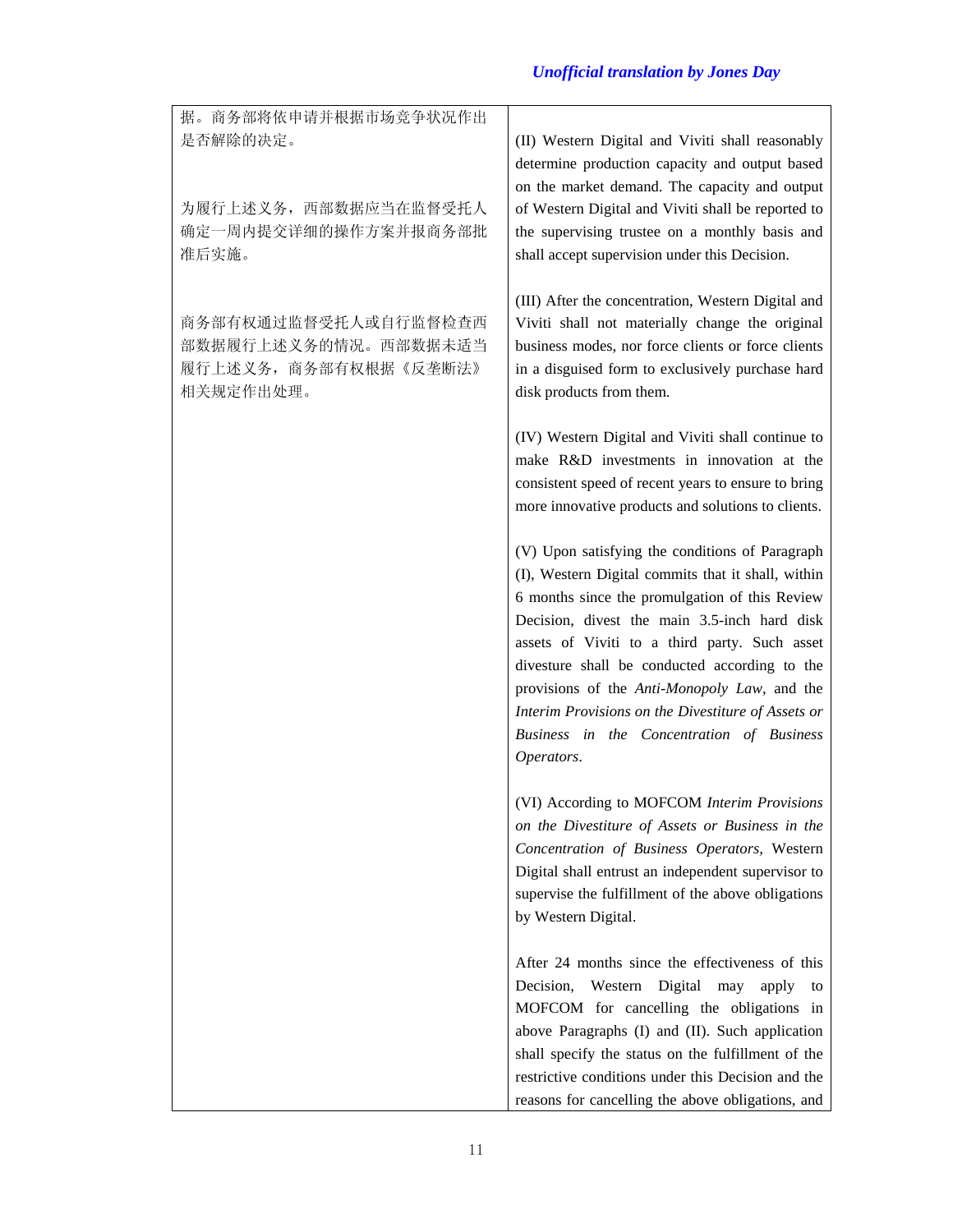| | |
|---|---|
| 据。商务部将依申请并根据市场竞争状况作出是否解除的决定。<br><br>为履行上述义务，西部数据应当在监督受托人确定一周内提交详细的操作方案并报商务部批准后实施。<br><br>商务部有权通过监督受托人或自行监督检查西部数据履行上述义务的情况。西部数据未适当履行上述义务，商务部有权根据《反垄断法》相关规定作出处理。 | (II) Western Digital and Viviti shall reasonably determine production capacity and output based on the market demand. The capacity and output of Western Digital and Viviti shall be reported to the supervising trustee on a monthly basis and shall accept supervision under this Decision.<br><br>(III) After the concentration, Western Digital and Viviti shall not materially change the original business modes, nor force clients or force clients in a disguised form to exclusively purchase hard disk products from them.<br><br>(IV) Western Digital and Viviti shall continue to make R&D investments in innovation at the consistent speed of recent years to ensure to bring more innovative products and solutions to clients.<br><br>(V) Upon satisfying the conditions of Paragraph (I), Western Digital commits that it shall, within 6 months since the promulgation of this Review Decision, divest the main 3.5-inch hard disk assets of Viviti to a third party. Such asset divesture shall be conducted according to the provisions of the *Anti-Monopoly Law*, and the *Interim Provisions on the Divestiture of Assets or Business in the Concentration of Business Operators*.<br><br>(VI) According to MOFCOM *Interim Provisions on the Divestiture of Assets or Business in the Concentration of Business Operators*, Western Digital shall entrust an independent supervisor to supervise the fulfillment of the above obligations by Western Digital.<br><br>After 24 months since the effectiveness of this Decision, Western Digital may apply to MOFCOM for cancelling the obligations in above Paragraphs (I) and (II). Such application shall specify the status on the fulfillment of the restrictive conditions under this Decision and the reasons for cancelling the above obligations, and |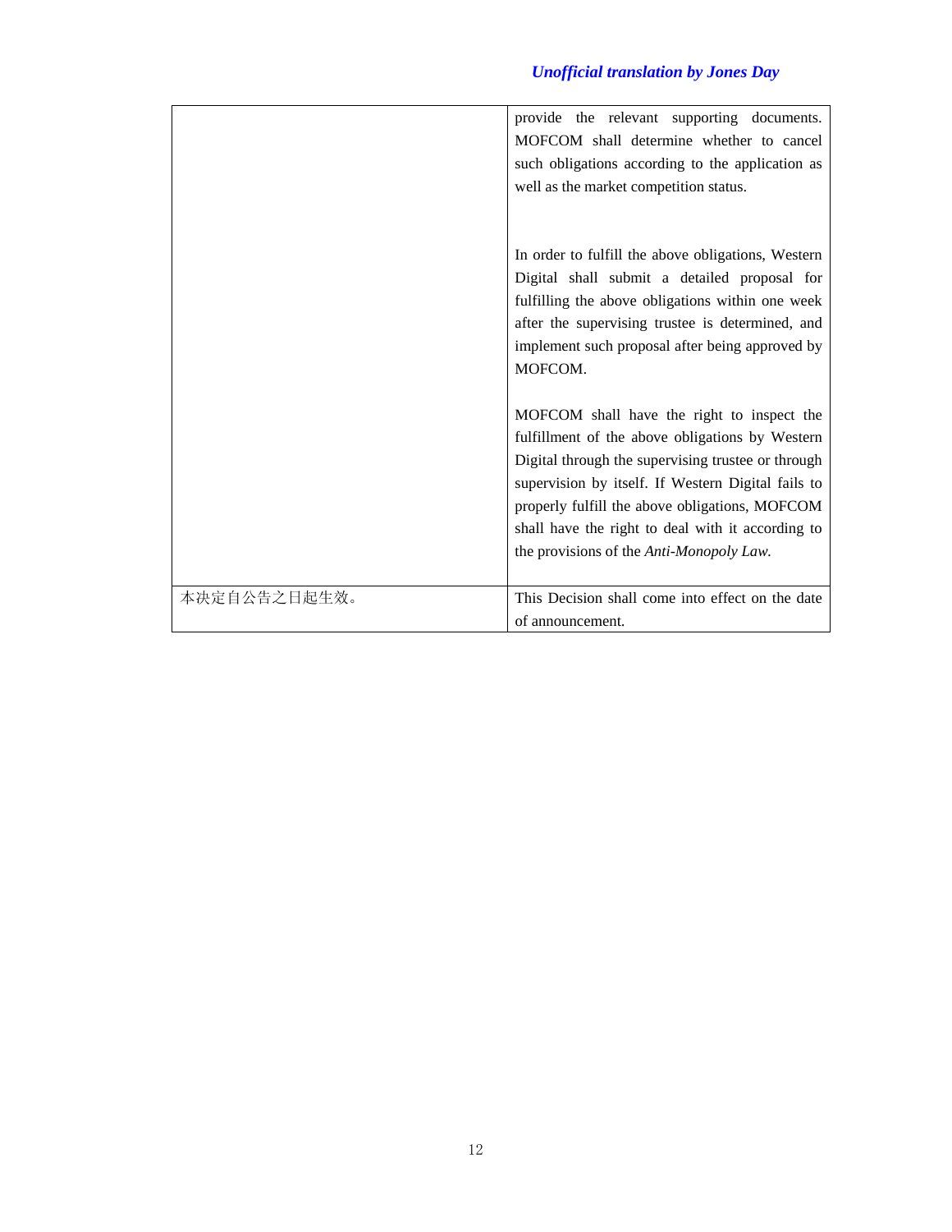| | |
|---|---|
| | provide the relevant supporting documents. MOFCOM shall determine whether to cancel such obligations according to the application as well as the market competition status.<br><br>In order to fulfill the above obligations, Western Digital shall submit a detailed proposal for fulfilling the above obligations within one week after the supervising trustee is determined, and implement such proposal after being approved by MOFCOM.<br><br>MOFCOM shall have the right to inspect the fulfillment of the above obligations by Western Digital through the supervising trustee or through supervision by itself. If Western Digital fails to properly fulfill the above obligations, MOFCOM shall have the right to deal with it according to the provisions of the *Anti-Monopoly Law.* |
| 本决定自公告之日起生效。 | This Decision shall come into effect on the date of announcement. |